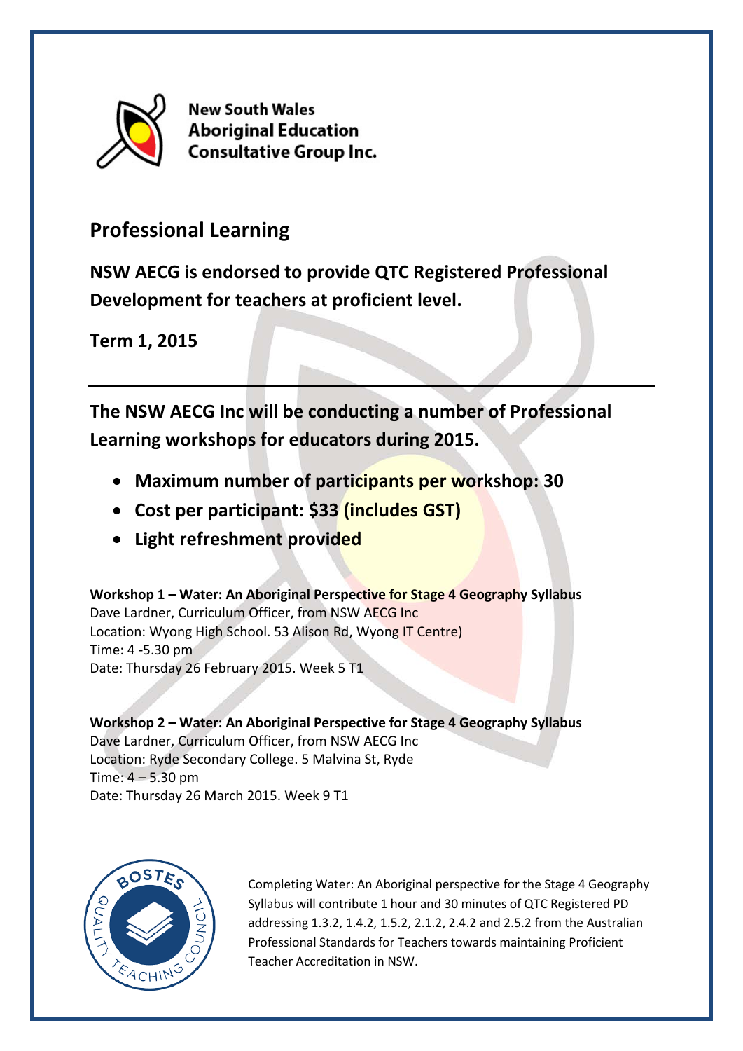New South Wales
Aboriginal Education
Consultative Group Inc.

## Professional Learning

**NSW AECG is endorsed to provide QTC Registered Professional Development for teachers at proficient level.**

**Term 1, 2015**

---

**The NSW AECG Inc will be conducting a number of Professional Learning workshops for educators during 2015.**

- **Maximum number of participants per workshop: 30**
- **Cost per participant: $33 (includes GST)**
- **Light refreshment provided**

**Workshop 1 – Water: An Aboriginal Perspective for Stage 4 Geography Syllabus**
Dave Lardner, Curriculum Officer, from NSW AECG Inc
Location: Wyong High School. 53 Alison Rd, Wyong IT Centre)
Time: 4 -5.30 pm
Date: Thursday 26 February 2015. Week 5 T1

**Workshop 2 – Water: An Aboriginal Perspective for Stage 4 Geography Syllabus**
Dave Lardner, Curriculum Officer, from NSW AECG Inc
Location: Ryde Secondary College. 5 Malvina St, Ryde
Time: 4 – 5.30 pm
Date: Thursday 26 March 2015. Week 9 T1

BOSTES Quality Teaching Council

Completing Water: An Aboriginal perspective for the Stage 4 Geography Syllabus will contribute 1 hour and 30 minutes of QTC Registered PD addressing 1.3.2, 1.4.2, 1.5.2, 2.1.2, 2.4.2 and 2.5.2 from the Australian Professional Standards for Teachers towards maintaining Proficient Teacher Accreditation in NSW.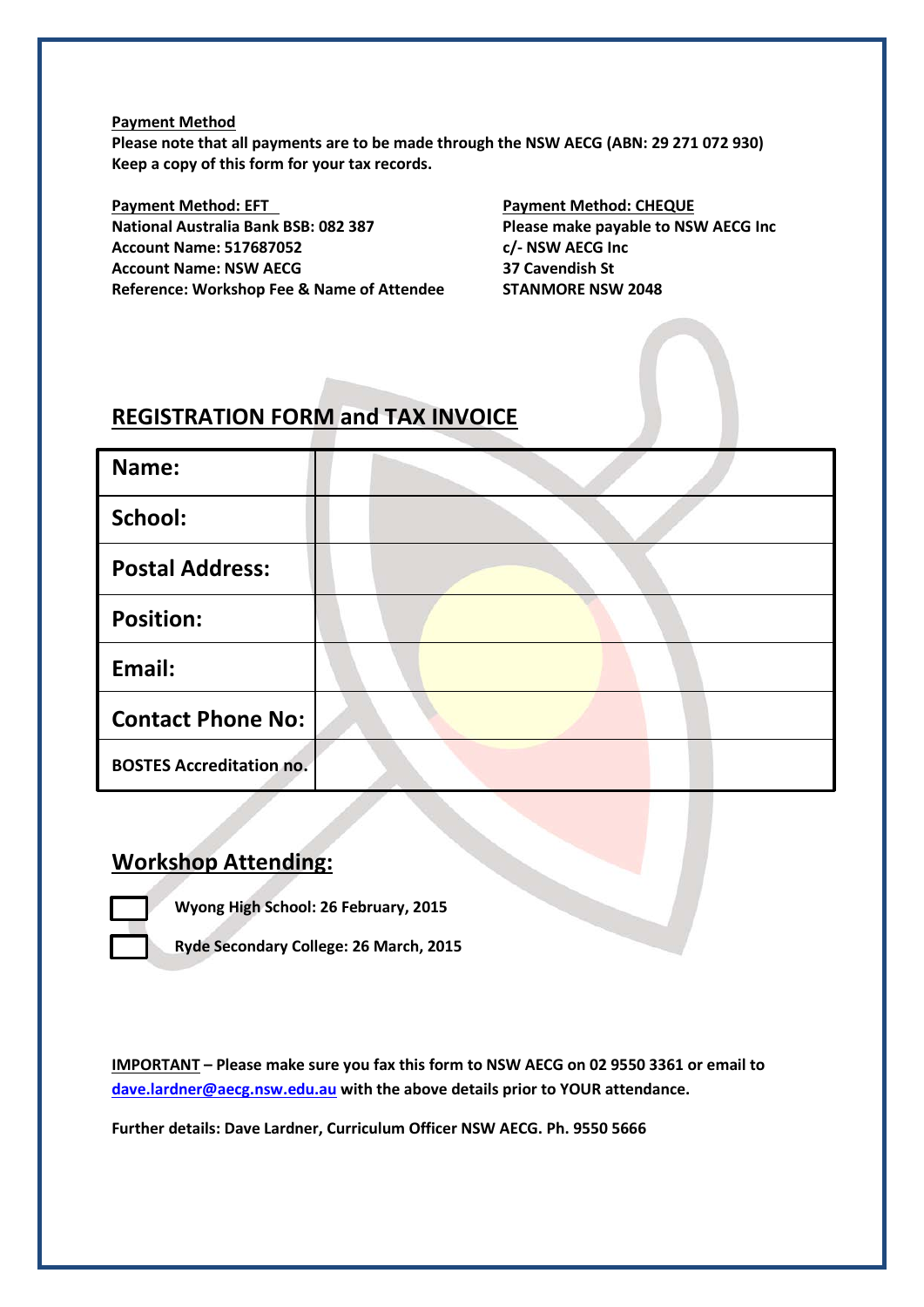**Payment Method**
**Please note that all payments are to be made through the NSW AECG (ABN: 29 271 072 930)**
**Keep a copy of this form for your tax records.**

**Payment Method: EFT**
**National Australia Bank BSB: 082 387**
**Account Name: 517687052**
**Account Name: NSW AECG**
**Reference: Workshop Fee & Name of Attendee**

**Payment Method: CHEQUE**
**Please make payable to NSW AECG Inc**
**c/- NSW AECG Inc**
**37 Cavendish St**
**STANMORE NSW 2048**

## REGISTRATION FORM and TAX INVOICE

| | |
|---|---|
| **Name:** | |
| **School:** | |
| **Postal Address:** | |
| **Position:** | |
| **Email:** | |
| **Contact Phone No:** | |
| **BOSTES Accreditation no.** | |

## Workshop Attending:

- ☐ **Wyong High School: 26 February, 2015**
- ☐ **Ryde Secondary College: 26 March, 2015**

**IMPORTANT – Please make sure you fax this form to NSW AECG on 02 9550 3361 or email to dave.lardner@aecg.nsw.edu.au with the above details prior to YOUR attendance.**

**Further details: Dave Lardner, Curriculum Officer NSW AECG. Ph. 9550 5666**